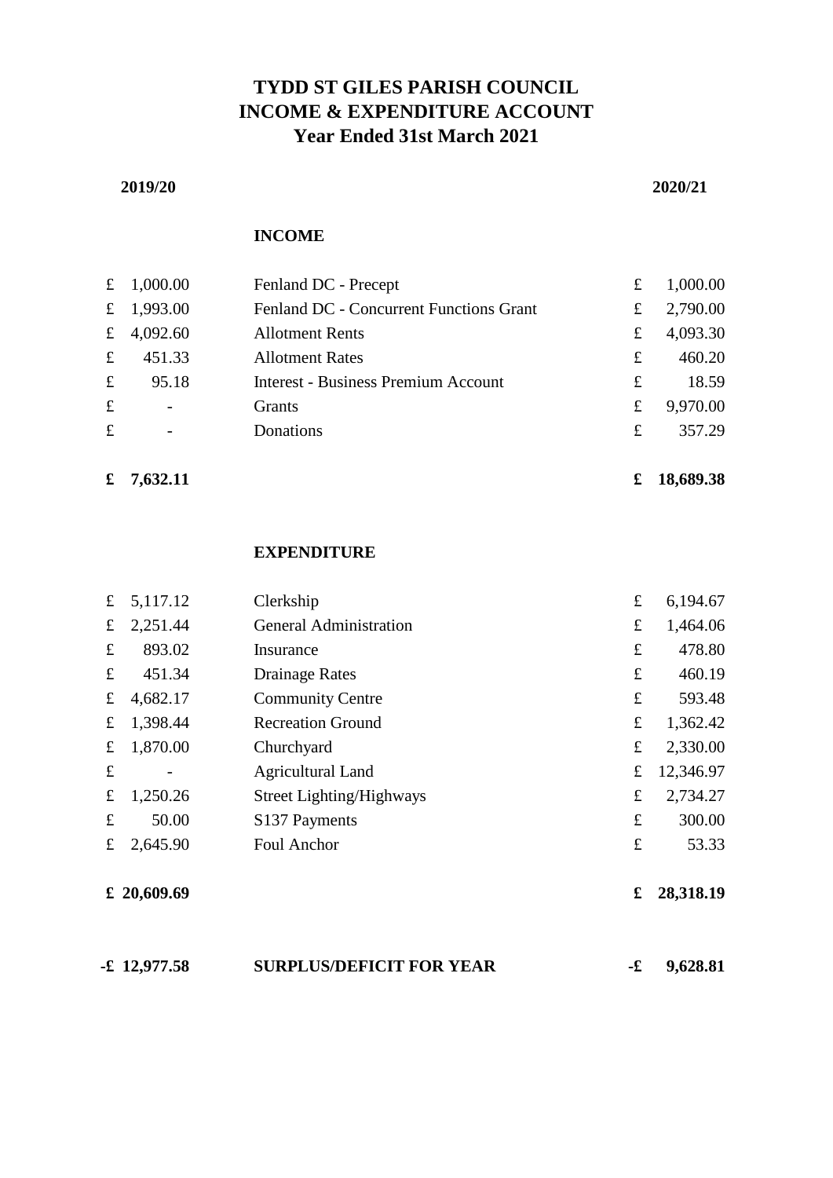# TYDD ST GILES PARISH COUNCIL
# INCOME & EXPENDITURE ACCOUNT
# Year Ended 31st March 2021

| 2019/20 | | 2020/21 |
|---|---|---|
| | **INCOME** | |
| £ 1,000.00 | Fenland DC - Precept | £ 1,000.00 |
| £ 1,993.00 | Fenland DC - Concurrent Functions Grant | £ 2,790.00 |
| £ 4,092.60 | Allotment Rents | £ 4,093.30 |
| £ 451.33 | Allotment Rates | £ 460.20 |
| £ 95.18 | Interest - Business Premium Account | £ 18.59 |
| £ - | Grants | £ 9,970.00 |
| £ - | Donations | £ 357.29 |
| **£ 7,632.11** | | **£ 18,689.38** |
| | **EXPENDITURE** | |
| £ 5,117.12 | Clerkship | £ 6,194.67 |
| £ 2,251.44 | General Administration | £ 1,464.06 |
| £ 893.02 | Insurance | £ 478.80 |
| £ 451.34 | Drainage Rates | £ 460.19 |
| £ 4,682.17 | Community Centre | £ 593.48 |
| £ 1,398.44 | Recreation Ground | £ 1,362.42 |
| £ 1,870.00 | Churchyard | £ 2,330.00 |
| £ - | Agricultural Land | £ 12,346.97 |
| £ 1,250.26 | Street Lighting/Highways | £ 2,734.27 |
| £ 50.00 | S137 Payments | £ 300.00 |
| £ 2,645.90 | Foul Anchor | £ 53.33 |
| **£ 20,609.69** | | **£ 28,318.19** |
| **-£ 12,977.58** | **SURPLUS/DEFICIT FOR YEAR** | **-£ 9,628.81** |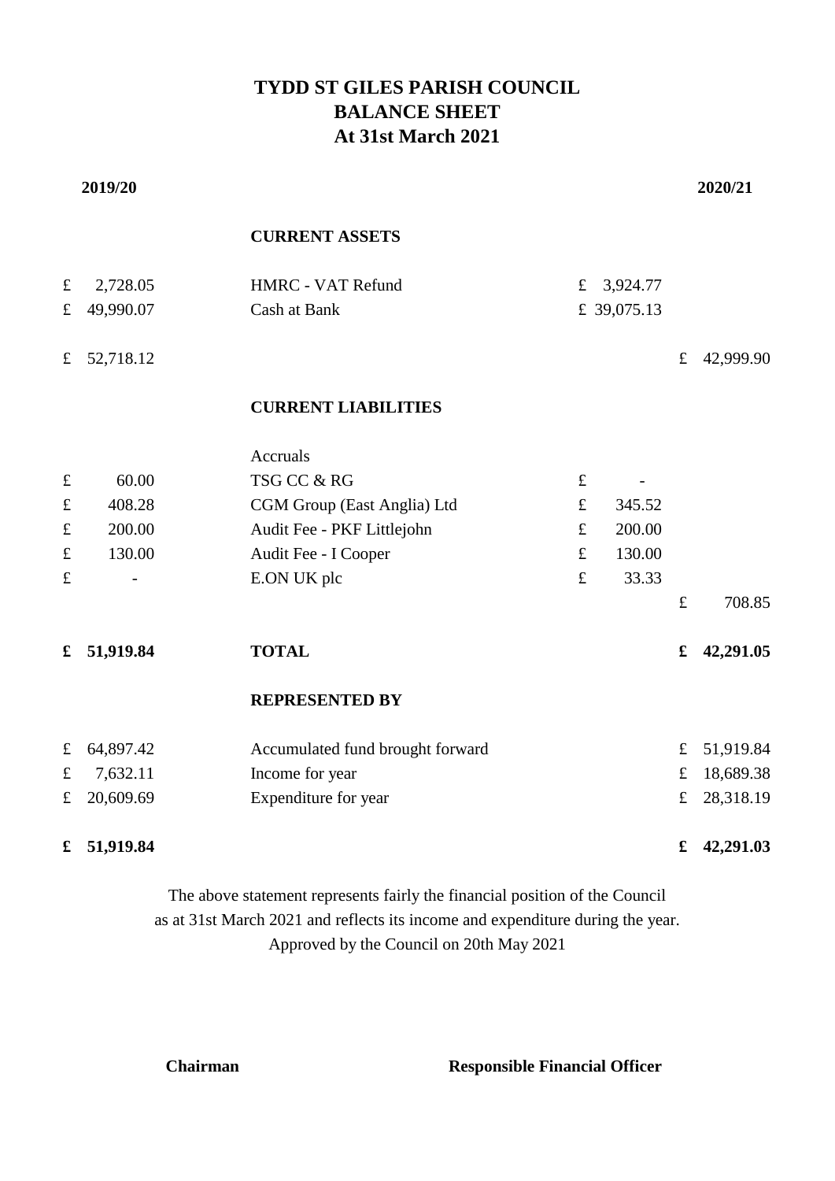# TYDD ST GILES PARISH COUNCIL
# BALANCE SHEET
# At 31st March 2021

| 2019/20 | | | 2020/21 |
|---|---|---|---|
| | **CURRENT ASSETS** | | |
| £ 2,728.05 | HMRC - VAT Refund | £ 3,924.77 | |
| £ 49,990.07 | Cash at Bank | £ 39,075.13 | |
| £ 52,718.12 | | | £ 42,999.90 |
| | **CURRENT LIABILITIES** | | |
| | Accruals | | |
| £ 60.00 | TSG CC & RG | £ - | |
| £ 408.28 | CGM Group (East Anglia) Ltd | £ 345.52 | |
| £ 200.00 | Audit Fee - PKF Littlejohn | £ 200.00 | |
| £ 130.00 | Audit Fee - I Cooper | £ 130.00 | |
| £ - | E.ON UK plc | £ 33.33 | |
| | | | £ 708.85 |
| **£ 51,919.84** | **TOTAL** | | **£ 42,291.05** |
| | **REPRESENTED BY** | | |
| £ 64,897.42 | Accumulated fund brought forward | | £ 51,919.84 |
| £ 7,632.11 | Income for year | | £ 18,689.38 |
| £ 20,609.69 | Expenditure for year | | £ 28,318.19 |
| **£ 51,919.84** | | | **£ 42,291.03** |

The above statement represents fairly the financial position of the Council as at 31st March 2021 and reflects its income and expenditure during the year. Approved by the Council on 20th May 2021

**Chairman** **Responsible Financial Officer**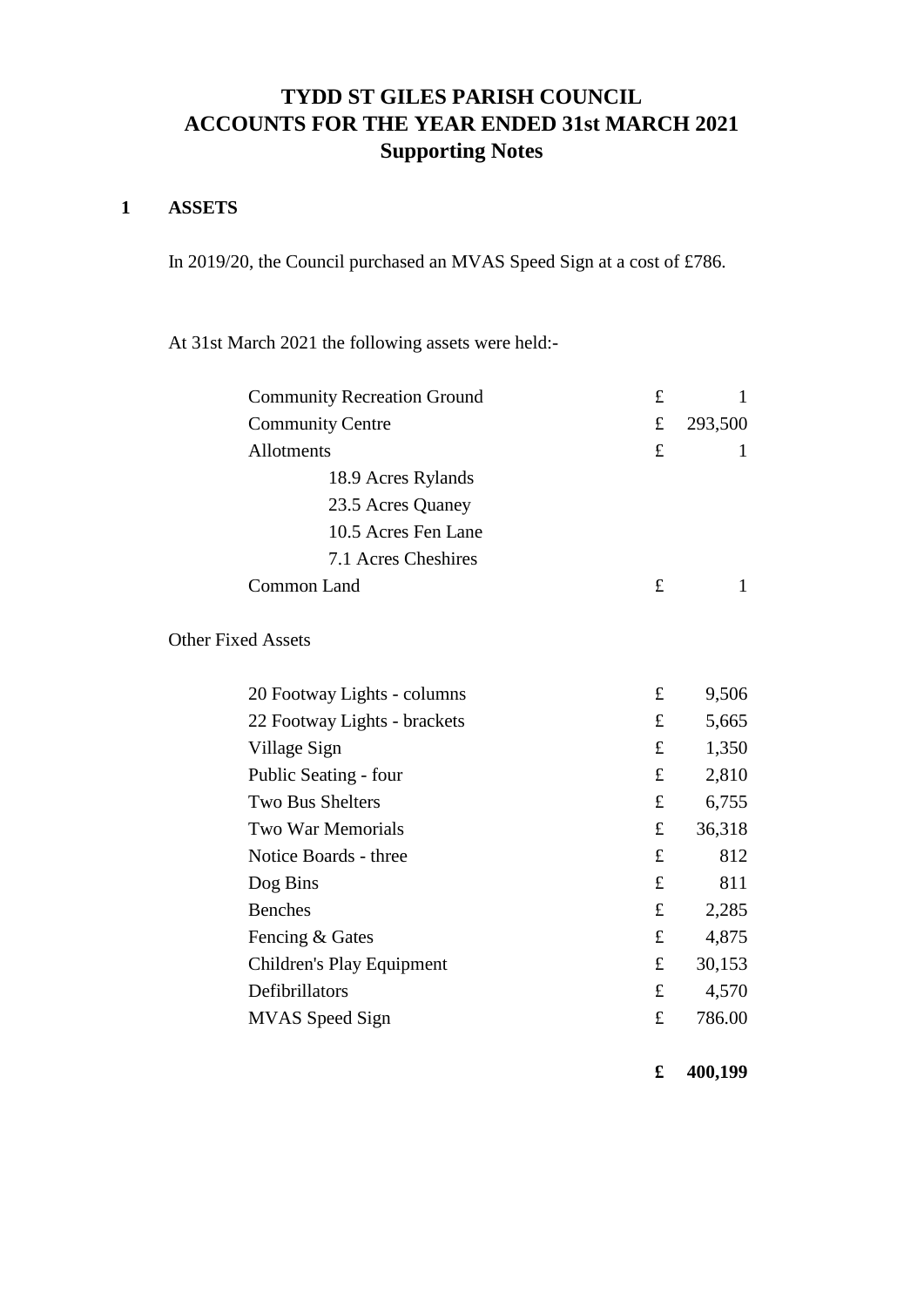# TYDD ST GILES PARISH COUNCIL
# ACCOUNTS FOR THE YEAR ENDED 31st MARCH 2021
## Supporting Notes

### 1 ASSETS

In 2019/20, the Council purchased an MVAS Speed Sign at a cost of £786.

At 31st March 2021 the following assets were held:-

| | | |
|---|---|---|
| Community Recreation Ground | £ | 1 |
| Community Centre | £ | 293,500 |
| Allotments | £ | 1 |
| 18.9 Acres Rylands | | |
| 23.5 Acres Quaney | | |
| 10.5 Acres Fen Lane | | |
| 7.1 Acres Cheshires | | |
| Common Land | £ | 1 |

Other Fixed Assets

| | | |
|---|---|---|
| 20 Footway Lights - columns | £ | 9,506 |
| 22 Footway Lights - brackets | £ | 5,665 |
| Village Sign | £ | 1,350 |
| Public Seating - four | £ | 2,810 |
| Two Bus Shelters | £ | 6,755 |
| Two War Memorials | £ | 36,318 |
| Notice Boards - three | £ | 812 |
| Dog Bins | £ | 811 |
| Benches | £ | 2,285 |
| Fencing & Gates | £ | 4,875 |
| Children's Play Equipment | £ | 30,153 |
| Defibrillators | £ | 4,570 |
| MVAS Speed Sign | £ | 786.00 |
| | **£** | **400,199** |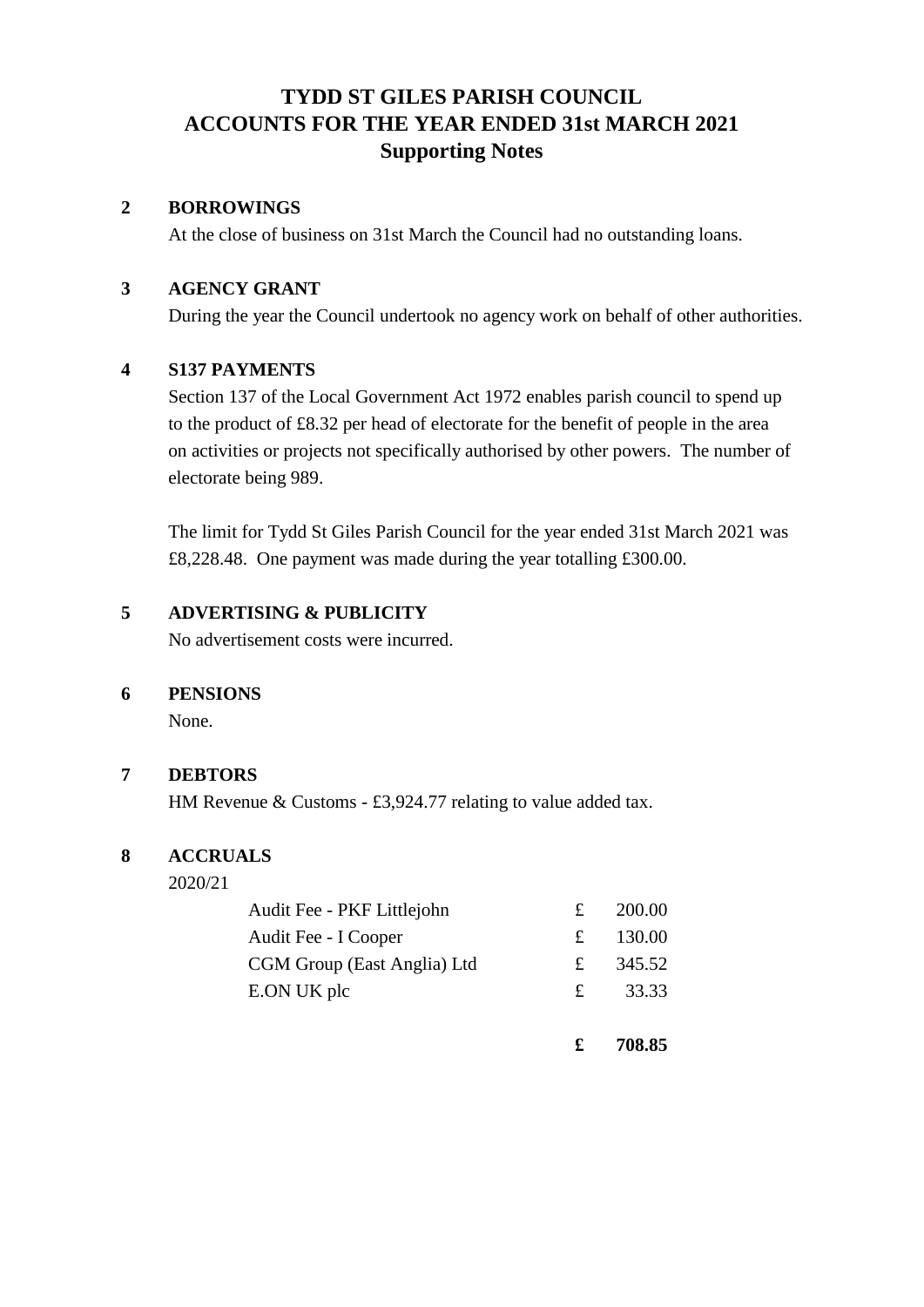# TYDD ST GILES PARISH COUNCIL
# ACCOUNTS FOR THE YEAR ENDED 31st MARCH 2021
# Supporting Notes

## 2 BORROWINGS

At the close of business on 31st March the Council had no outstanding loans.

## 3 AGENCY GRANT

During the year the Council undertook no agency work on behalf of other authorities.

## 4 S137 PAYMENTS

Section 137 of the Local Government Act 1972 enables parish council to spend up to the product of £8.32 per head of electorate for the benefit of people in the area on activities or projects not specifically authorised by other powers. The number of electorate being 989.

The limit for Tydd St Giles Parish Council for the year ended 31st March 2021 was £8,228.48. One payment was made during the year totalling £300.00.

## 5 ADVERTISING & PUBLICITY

No advertisement costs were incurred.

## 6 PENSIONS

None.

## 7 DEBTORS

HM Revenue & Customs - £3,924.77 relating to value added tax.

## 8 ACCRUALS

2020/21

| | | |
|---|---|---|
| Audit Fee - PKF Littlejohn | £ | 200.00 |
| Audit Fee - I Cooper | £ | 130.00 |
| CGM Group (East Anglia) Ltd | £ | 345.52 |
| E.ON UK plc | £ | 33.33 |
| | **£** | **708.85** |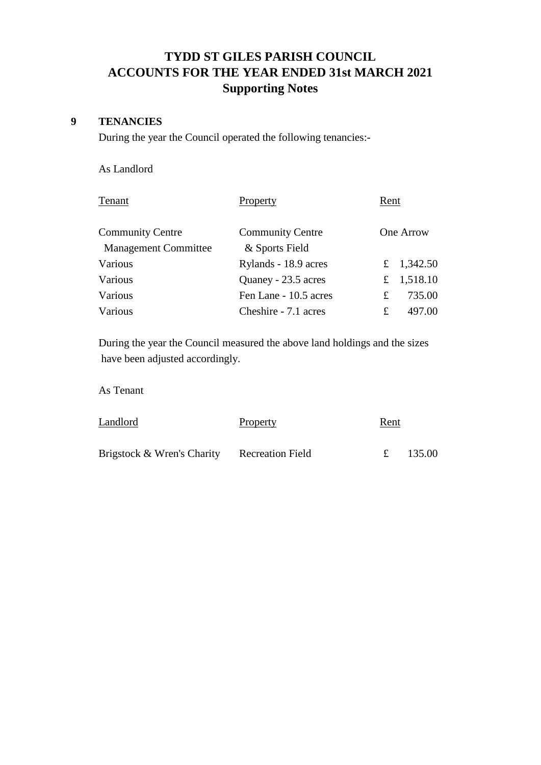# TYDD ST GILES PARISH COUNCIL
# ACCOUNTS FOR THE YEAR ENDED 31st MARCH 2021
## Supporting Notes

### 9 TENANCIES

During the year the Council operated the following tenancies:-

As Landlord

| Tenant | Property | Rent |
|---|---|---|
| Community Centre Management Committee | Community Centre & Sports Field | One Arrow |
| Various | Rylands - 18.9 acres | £ 1,342.50 |
| Various | Quaney - 23.5 acres | £ 1,518.10 |
| Various | Fen Lane - 10.5 acres | £ 735.00 |
| Various | Cheshire - 7.1 acres | £ 497.00 |

During the year the Council measured the above land holdings and the sizes have been adjusted accordingly.

As Tenant

| Landlord | Property | Rent |
|---|---|---|
| Brigstock & Wren's Charity | Recreation Field | £ 135.00 |